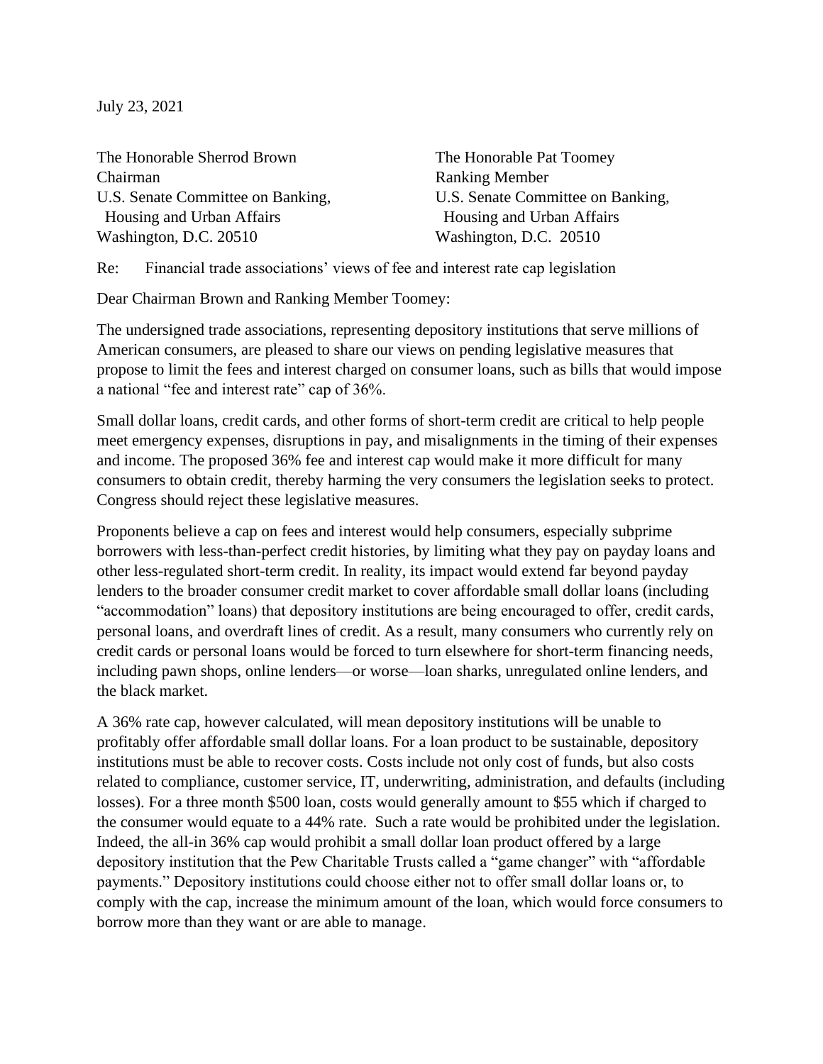July 23, 2021

The Honorable Sherrod Brown
Chairman
U.S. Senate Committee on Banking,
Housing and Urban Affairs
Washington, D.C. 20510

The Honorable Pat Toomey
Ranking Member
U.S. Senate Committee on Banking,
Housing and Urban Affairs
Washington, D.C. 20510

Re: Financial trade associations' views of fee and interest rate cap legislation

Dear Chairman Brown and Ranking Member Toomey:

The undersigned trade associations, representing depository institutions that serve millions of American consumers, are pleased to share our views on pending legislative measures that propose to limit the fees and interest charged on consumer loans, such as bills that would impose a national "fee and interest rate" cap of 36%.

Small dollar loans, credit cards, and other forms of short-term credit are critical to help people meet emergency expenses, disruptions in pay, and misalignments in the timing of their expenses and income. The proposed 36% fee and interest cap would make it more difficult for many consumers to obtain credit, thereby harming the very consumers the legislation seeks to protect. Congress should reject these legislative measures.

Proponents believe a cap on fees and interest would help consumers, especially subprime borrowers with less-than-perfect credit histories, by limiting what they pay on payday loans and other less-regulated short-term credit. In reality, its impact would extend far beyond payday lenders to the broader consumer credit market to cover affordable small dollar loans (including "accommodation" loans) that depository institutions are being encouraged to offer, credit cards, personal loans, and overdraft lines of credit. As a result, many consumers who currently rely on credit cards or personal loans would be forced to turn elsewhere for short-term financing needs, including pawn shops, online lenders—or worse—loan sharks, unregulated online lenders, and the black market.

A 36% rate cap, however calculated, will mean depository institutions will be unable to profitably offer affordable small dollar loans. For a loan product to be sustainable, depository institutions must be able to recover costs. Costs include not only cost of funds, but also costs related to compliance, customer service, IT, underwriting, administration, and defaults (including losses). For a three month $500 loan, costs would generally amount to $55 which if charged to the consumer would equate to a 44% rate. Such a rate would be prohibited under the legislation. Indeed, the all-in 36% cap would prohibit a small dollar loan product offered by a large depository institution that the Pew Charitable Trusts called a "game changer" with "affordable payments." Depository institutions could choose either not to offer small dollar loans or, to comply with the cap, increase the minimum amount of the loan, which would force consumers to borrow more than they want or are able to manage.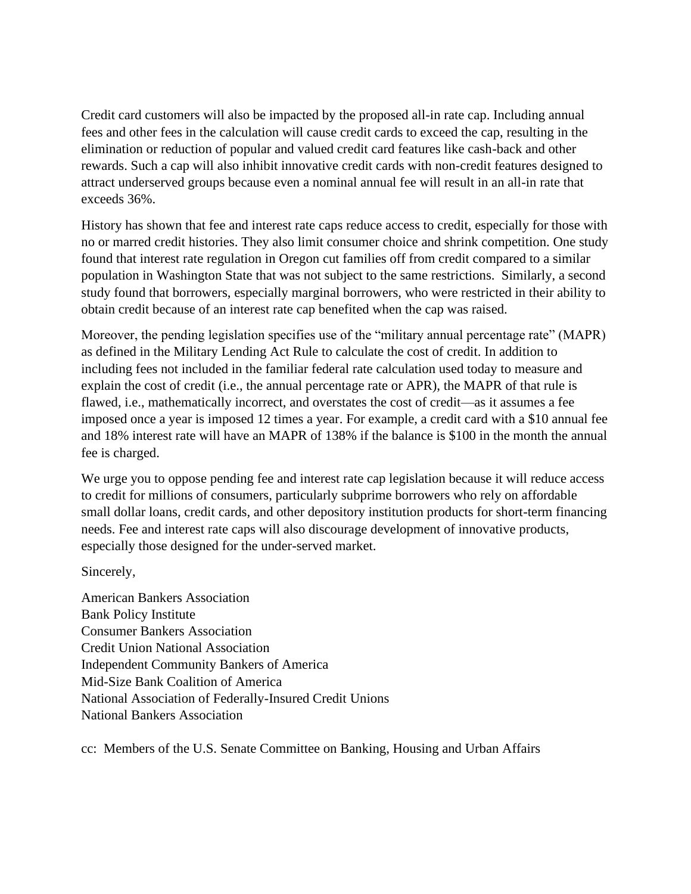Credit card customers will also be impacted by the proposed all-in rate cap. Including annual fees and other fees in the calculation will cause credit cards to exceed the cap, resulting in the elimination or reduction of popular and valued credit card features like cash-back and other rewards. Such a cap will also inhibit innovative credit cards with non-credit features designed to attract underserved groups because even a nominal annual fee will result in an all-in rate that exceeds 36%.

History has shown that fee and interest rate caps reduce access to credit, especially for those with no or marred credit histories. They also limit consumer choice and shrink competition. One study found that interest rate regulation in Oregon cut families off from credit compared to a similar population in Washington State that was not subject to the same restrictions. Similarly, a second study found that borrowers, especially marginal borrowers, who were restricted in their ability to obtain credit because of an interest rate cap benefited when the cap was raised.

Moreover, the pending legislation specifies use of the "military annual percentage rate" (MAPR) as defined in the Military Lending Act Rule to calculate the cost of credit. In addition to including fees not included in the familiar federal rate calculation used today to measure and explain the cost of credit (i.e., the annual percentage rate or APR), the MAPR of that rule is flawed, i.e., mathematically incorrect, and overstates the cost of credit—as it assumes a fee imposed once a year is imposed 12 times a year. For example, a credit card with a $10 annual fee and 18% interest rate will have an MAPR of 138% if the balance is $100 in the month the annual fee is charged.

We urge you to oppose pending fee and interest rate cap legislation because it will reduce access to credit for millions of consumers, particularly subprime borrowers who rely on affordable small dollar loans, credit cards, and other depository institution products for short-term financing needs. Fee and interest rate caps will also discourage development of innovative products, especially those designed for the under-served market.

Sincerely,

American Bankers Association
Bank Policy Institute
Consumer Bankers Association
Credit Union National Association
Independent Community Bankers of America
Mid-Size Bank Coalition of America
National Association of Federally-Insured Credit Unions
National Bankers Association

cc: Members of the U.S. Senate Committee on Banking, Housing and Urban Affairs